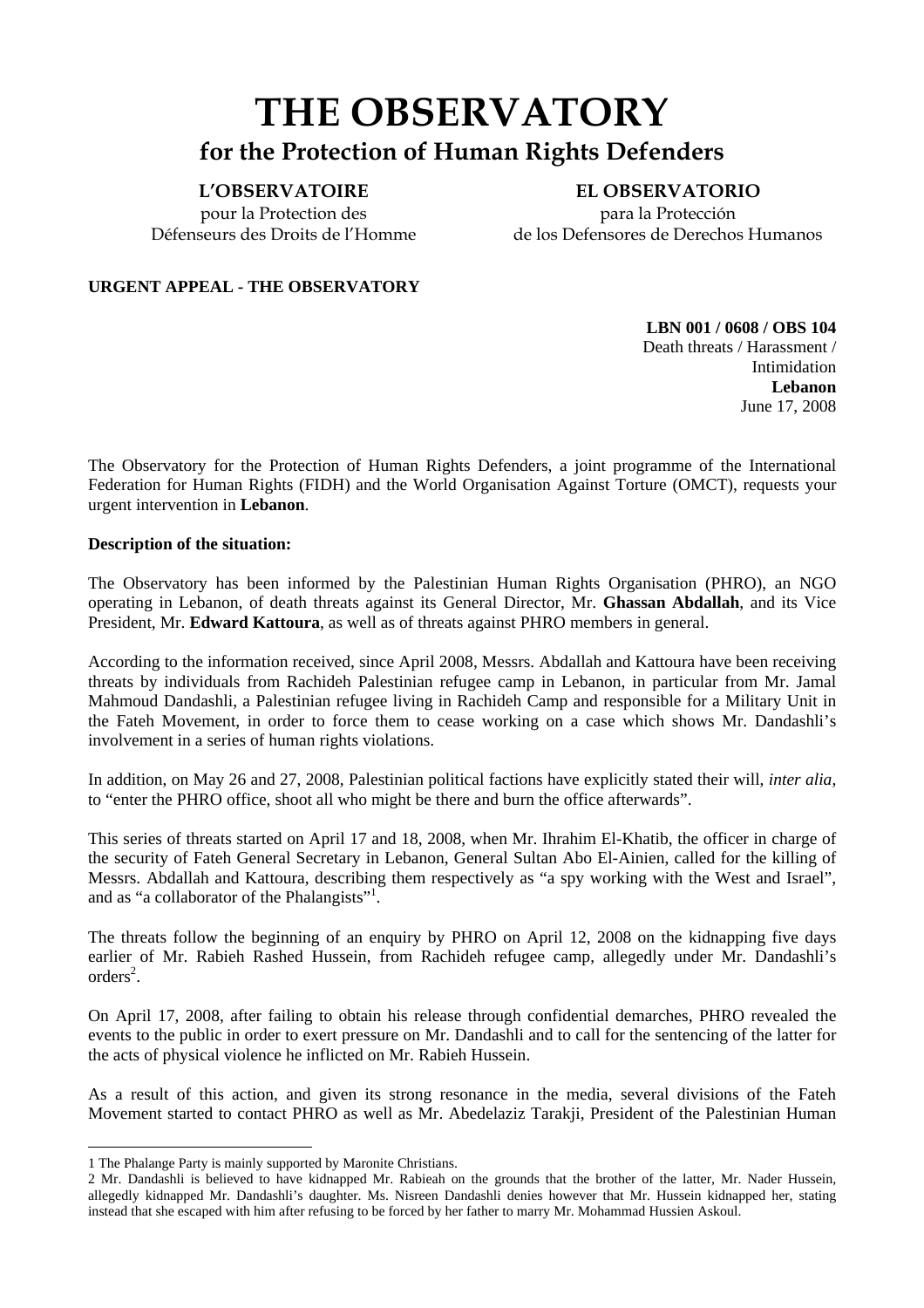# THE OBSERVATORY

## for the Protection of Human Rights Defenders

**L'OBSERVATOIRE**
pour la Protection des
Défenseurs des Droits de l'Homme

**EL OBSERVATORIO**
para la Protección
de los Defensores de Derechos Humanos

**URGENT APPEAL - THE OBSERVATORY**

**LBN 001 / 0608 / OBS 104**
Death threats / Harassment /
Intimidation
**Lebanon**
June 17, 2008

The Observatory for the Protection of Human Rights Defenders, a joint programme of the International Federation for Human Rights (FIDH) and the World Organisation Against Torture (OMCT), requests your urgent intervention in **Lebanon**.

**Description of the situation:**

The Observatory has been informed by the Palestinian Human Rights Organisation (PHRO), an NGO operating in Lebanon, of death threats against its General Director, Mr. **Ghassan Abdallah**, and its Vice President, Mr. **Edward Kattoura**, as well as of threats against PHRO members in general.

According to the information received, since April 2008, Messrs. Abdallah and Kattoura have been receiving threats by individuals from Rachideh Palestinian refugee camp in Lebanon, in particular from Mr. Jamal Mahmoud Dandashli, a Palestinian refugee living in Rachideh Camp and responsible for a Military Unit in the Fateh Movement, in order to force them to cease working on a case which shows Mr. Dandashli's involvement in a series of human rights violations.

In addition, on May 26 and 27, 2008, Palestinian political factions have explicitly stated their will, *inter alia*, to "enter the PHRO office, shoot all who might be there and burn the office afterwards".

This series of threats started on April 17 and 18, 2008, when Mr. Ihrahim El-Khatib, the officer in charge of the security of Fateh General Secretary in Lebanon, General Sultan Abo El-Ainien, called for the killing of Messrs. Abdallah and Kattoura, describing them respectively as "a spy working with the West and Israel", and as "a collaborator of the Phalangists"[1].

The threats follow the beginning of an enquiry by PHRO on April 12, 2008 on the kidnapping five days earlier of Mr. Rabieh Rashed Hussein, from Rachideh refugee camp, allegedly under Mr. Dandashli's orders[2].

On April 17, 2008, after failing to obtain his release through confidential demarches, PHRO revealed the events to the public in order to exert pressure on Mr. Dandashli and to call for the sentencing of the latter for the acts of physical violence he inflicted on Mr. Rabieh Hussein.

As a result of this action, and given its strong resonance in the media, several divisions of the Fateh Movement started to contact PHRO as well as Mr. Abedelaziz Tarakji, President of the Palestinian Human

---

1 The Phalange Party is mainly supported by Maronite Christians.

2 Mr. Dandashli is believed to have kidnapped Mr. Rabieah on the grounds that the brother of the latter, Mr. Nader Hussein, allegedly kidnapped Mr. Dandashli's daughter. Ms. Nisreen Dandashli denies however that Mr. Hussein kidnapped her, stating instead that she escaped with him after refusing to be forced by her father to marry Mr. Mohammad Hussien Askoul.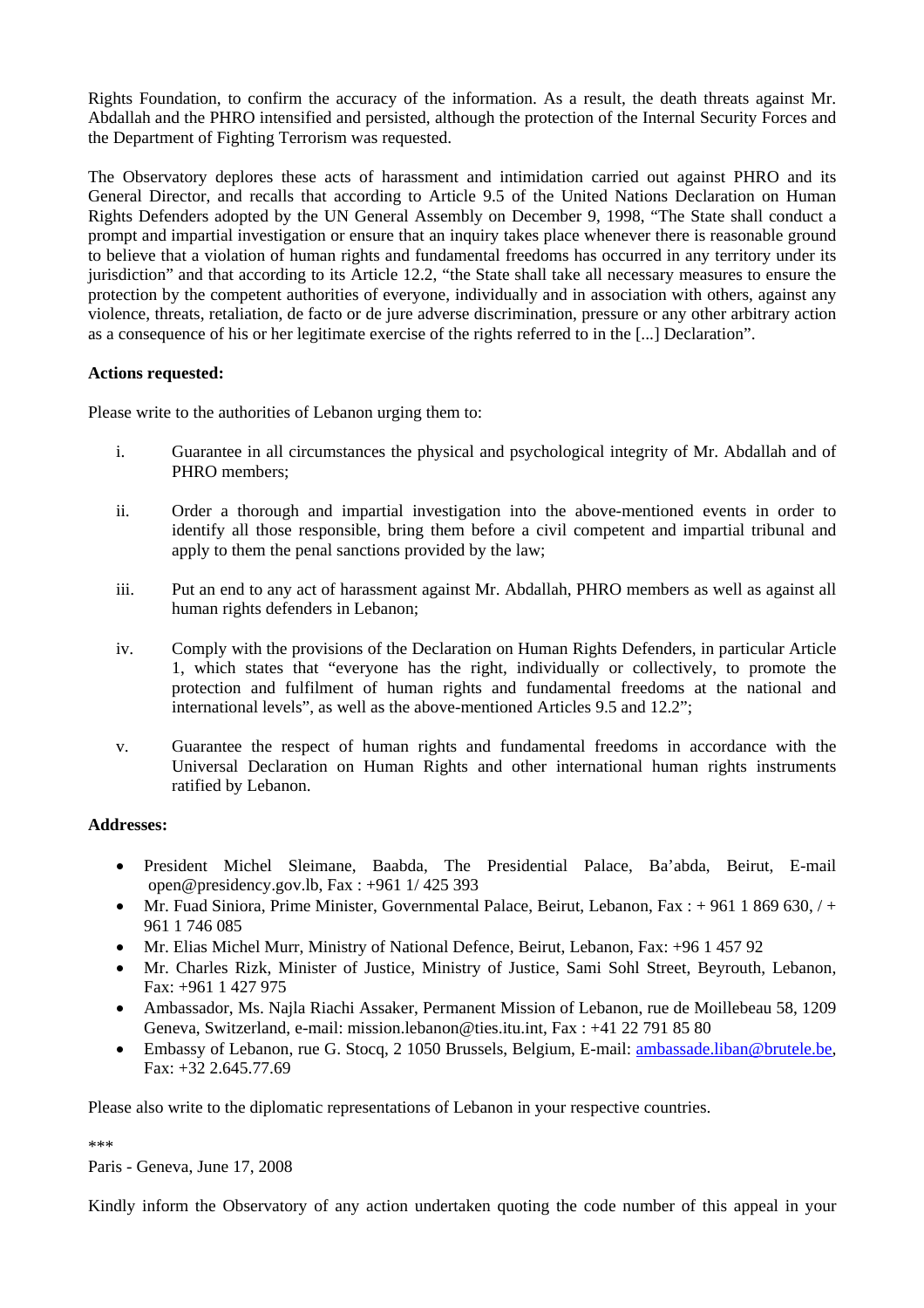Rights Foundation, to confirm the accuracy of the information. As a result, the death threats against Mr. Abdallah and the PHRO intensified and persisted, although the protection of the Internal Security Forces and the Department of Fighting Terrorism was requested.

The Observatory deplores these acts of harassment and intimidation carried out against PHRO and its General Director, and recalls that according to Article 9.5 of the United Nations Declaration on Human Rights Defenders adopted by the UN General Assembly on December 9, 1998, "The State shall conduct a prompt and impartial investigation or ensure that an inquiry takes place whenever there is reasonable ground to believe that a violation of human rights and fundamental freedoms has occurred in any territory under its jurisdiction" and that according to its Article 12.2, "the State shall take all necessary measures to ensure the protection by the competent authorities of everyone, individually and in association with others, against any violence, threats, retaliation, de facto or de jure adverse discrimination, pressure or any other arbitrary action as a consequence of his or her legitimate exercise of the rights referred to in the [...] Declaration".

**Actions requested:**

Please write to the authorities of Lebanon urging them to:

i. Guarantee in all circumstances the physical and psychological integrity of Mr. Abdallah and of PHRO members;

ii. Order a thorough and impartial investigation into the above-mentioned events in order to identify all those responsible, bring them before a civil competent and impartial tribunal and apply to them the penal sanctions provided by the law;

iii. Put an end to any act of harassment against Mr. Abdallah, PHRO members as well as against all human rights defenders in Lebanon;

iv. Comply with the provisions of the Declaration on Human Rights Defenders, in particular Article 1, which states that "everyone has the right, individually or collectively, to promote the protection and fulfilment of human rights and fundamental freedoms at the national and international levels", as well as the above-mentioned Articles 9.5 and 12.2";

v. Guarantee the respect of human rights and fundamental freedoms in accordance with the Universal Declaration on Human Rights and other international human rights instruments ratified by Lebanon.

**Addresses:**

- President Michel Sleimane, Baabda, The Presidential Palace, Ba'abda, Beirut, E-mail open@presidency.gov.lb, Fax : +961 1/ 425 393
- Mr. Fuad Siniora, Prime Minister, Governmental Palace, Beirut, Lebanon, Fax : + 961 1 869 630, / + 961 1 746 085
- Mr. Elias Michel Murr, Ministry of National Defence, Beirut, Lebanon, Fax: +96 1 457 92
- Mr. Charles Rizk, Minister of Justice, Ministry of Justice, Sami Sohl Street, Beyrouth, Lebanon, Fax: +961 1 427 975
- Ambassador, Ms. Najla Riachi Assaker, Permanent Mission of Lebanon, rue de Moillebeau 58, 1209 Geneva, Switzerland, e-mail: mission.lebanon@ties.itu.int, Fax : +41 22 791 85 80
- Embassy of Lebanon, rue G. Stocq, 2 1050 Brussels, Belgium, E-mail: ambassade.liban@brutele.be, Fax: +32 2.645.77.69

Please also write to the diplomatic representations of Lebanon in your respective countries.

***

Paris - Geneva, June 17, 2008

Kindly inform the Observatory of any action undertaken quoting the code number of this appeal in your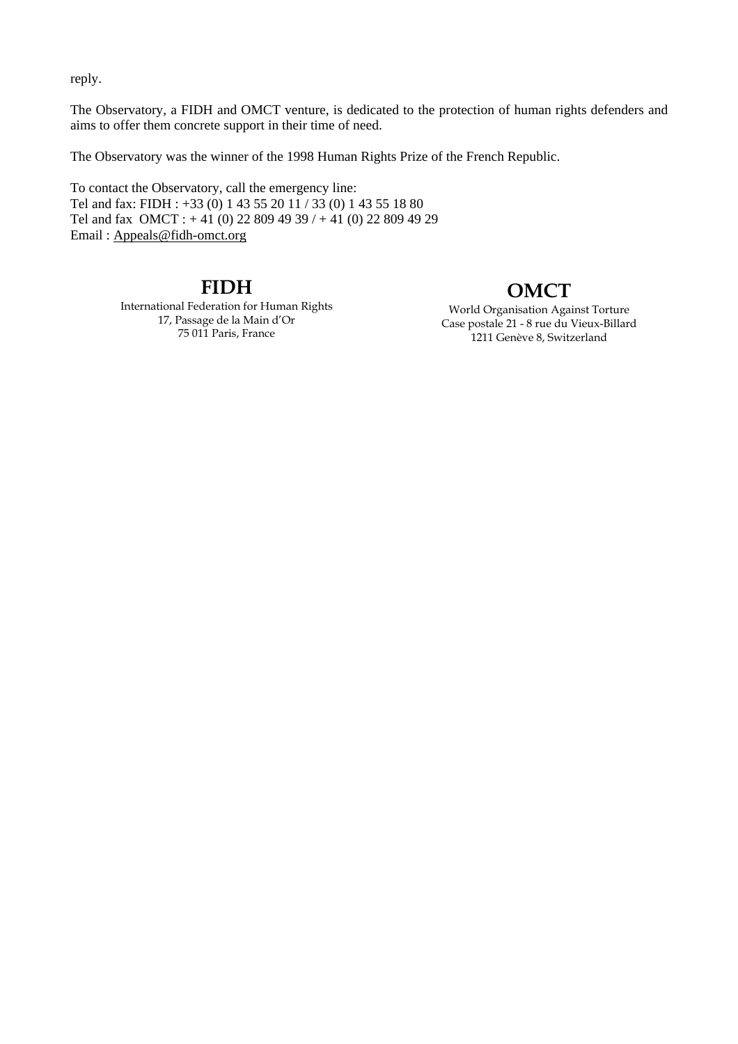reply.

The Observatory, a FIDH and OMCT venture, is dedicated to the protection of human rights defenders and aims to offer them concrete support in their time of need.

The Observatory was the winner of the 1998 Human Rights Prize of the French Republic.

To contact the Observatory, call the emergency line:
Tel and fax: FIDH : +33 (0) 1 43 55 20 11 / 33 (0) 1 43 55 18 80
Tel and fax OMCT : + 41 (0) 22 809 49 39 / + 41 (0) 22 809 49 29
Email : Appeals@fidh-omct.org

**FIDH**

International Federation for Human Rights
17, Passage de la Main d'Or
75 011 Paris, France

**OMCT**

World Organisation Against Torture
Case postale 21 - 8 rue du Vieux-Billard
1211 Genève 8, Switzerland